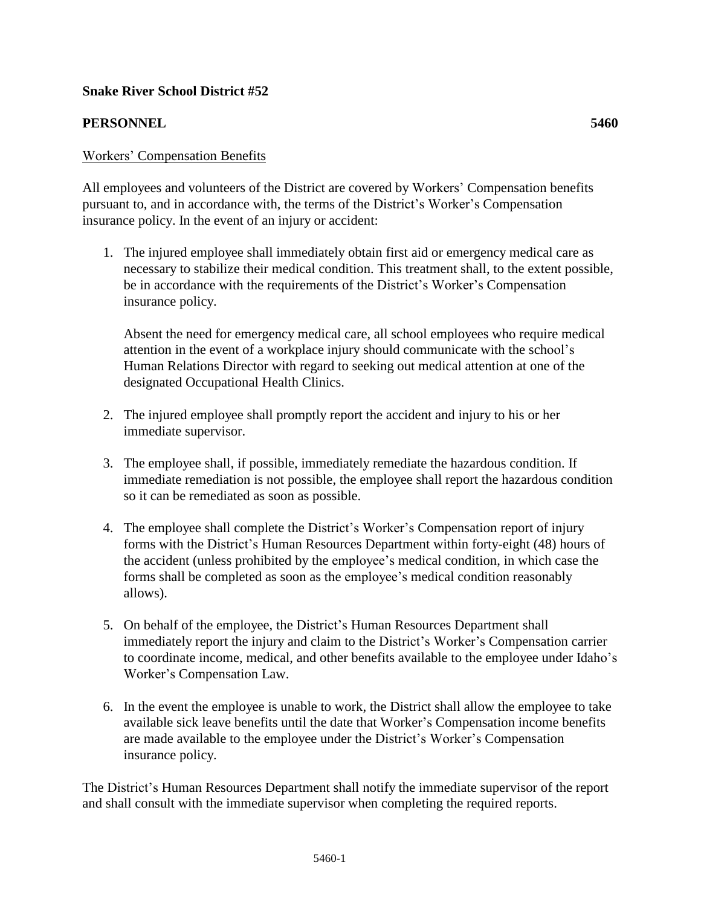**Snake River School District #52**

**PERSONNEL** **5460**

<u>Workers' Compensation Benefits</u>

All employees and volunteers of the District are covered by Workers' Compensation benefits pursuant to, and in accordance with, the terms of the District's Worker's Compensation insurance policy. In the event of an injury or accident:

1. The injured employee shall immediately obtain first aid or emergency medical care as necessary to stabilize their medical condition. This treatment shall, to the extent possible, be in accordance with the requirements of the District's Worker's Compensation insurance policy.

   Absent the need for emergency medical care, all school employees who require medical attention in the event of a workplace injury should communicate with the school's Human Relations Director with regard to seeking out medical attention at one of the designated Occupational Health Clinics.

2. The injured employee shall promptly report the accident and injury to his or her immediate supervisor.

3. The employee shall, if possible, immediately remediate the hazardous condition. If immediate remediation is not possible, the employee shall report the hazardous condition so it can be remediated as soon as possible.

4. The employee shall complete the District's Worker's Compensation report of injury forms with the District's Human Resources Department within forty-eight (48) hours of the accident (unless prohibited by the employee's medical condition, in which case the forms shall be completed as soon as the employee's medical condition reasonably allows).

5. On behalf of the employee, the District's Human Resources Department shall immediately report the injury and claim to the District's Worker's Compensation carrier to coordinate income, medical, and other benefits available to the employee under Idaho's Worker's Compensation Law.

6. In the event the employee is unable to work, the District shall allow the employee to take available sick leave benefits until the date that Worker's Compensation income benefits are made available to the employee under the District's Worker's Compensation insurance policy.

The District's Human Resources Department shall notify the immediate supervisor of the report and shall consult with the immediate supervisor when completing the required reports.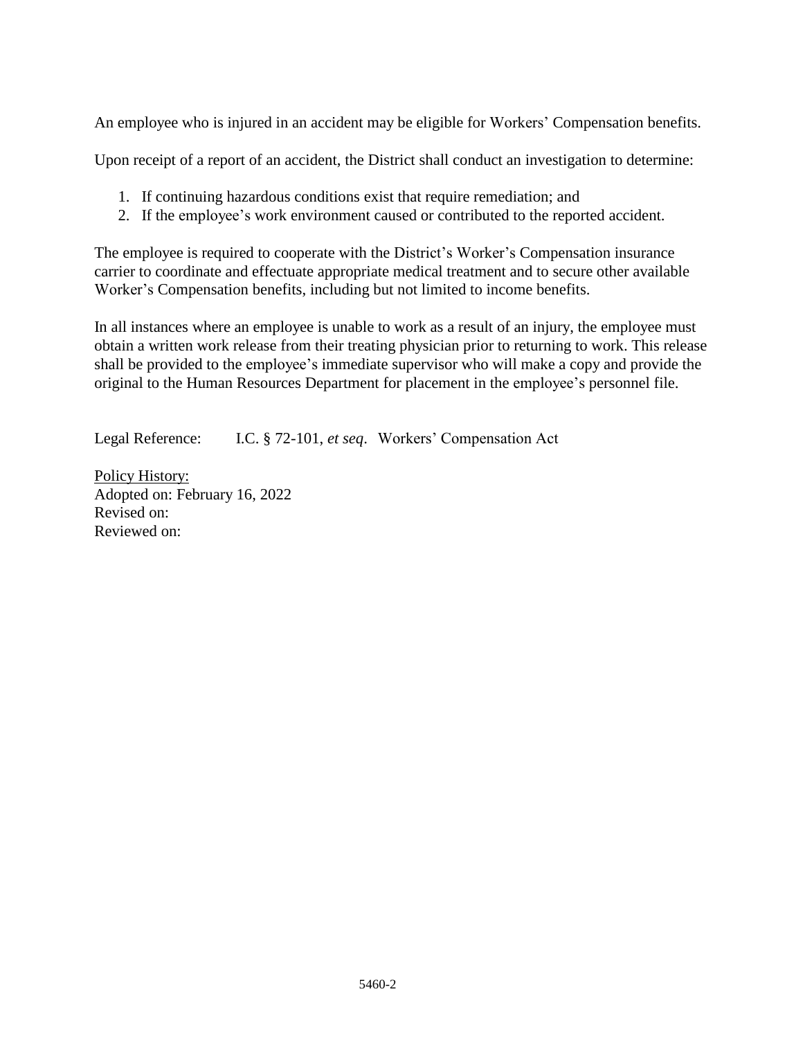An employee who is injured in an accident may be eligible for Workers' Compensation benefits.

Upon receipt of a report of an accident, the District shall conduct an investigation to determine:

1. If continuing hazardous conditions exist that require remediation; and
2. If the employee's work environment caused or contributed to the reported accident.

The employee is required to cooperate with the District's Worker's Compensation insurance carrier to coordinate and effectuate appropriate medical treatment and to secure other available Worker's Compensation benefits, including but not limited to income benefits.

In all instances where an employee is unable to work as a result of an injury, the employee must obtain a written work release from their treating physician prior to returning to work. This release shall be provided to the employee's immediate supervisor who will make a copy and provide the original to the Human Resources Department for placement in the employee's personnel file.

Legal Reference: I.C. § 72-101, *et seq*. Workers' Compensation Act

Policy History:
Adopted on: February 16, 2022
Revised on:
Reviewed on: